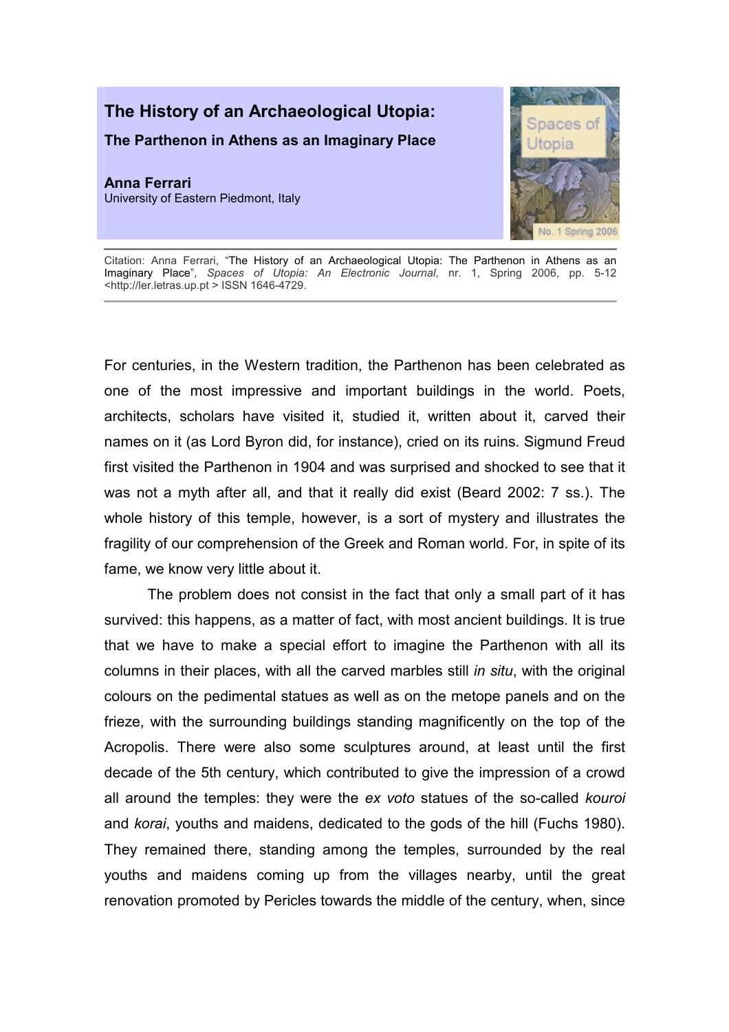# The History of an Archaeological Utopia:

## The Parthenon in Athens as an Imaginary Place

**Anna Ferrari**
University of Eastern Piedmont, Italy

Citation: Anna Ferrari, "The History of an Archaeological Utopia: The Parthenon in Athens as an Imaginary Place", *Spaces of Utopia: An Electronic Journal*, nr. 1, Spring 2006, pp. 5-12 <http://ler.letras.up.pt > ISSN 1646-4729.

---

For centuries, in the Western tradition, the Parthenon has been celebrated as one of the most impressive and important buildings in the world. Poets, architects, scholars have visited it, studied it, written about it, carved their names on it (as Lord Byron did, for instance), cried on its ruins. Sigmund Freud first visited the Parthenon in 1904 and was surprised and shocked to see that it was not a myth after all, and that it really did exist (Beard 2002: 7 ss.). The whole history of this temple, however, is a sort of mystery and illustrates the fragility of our comprehension of the Greek and Roman world. For, in spite of its fame, we know very little about it.

The problem does not consist in the fact that only a small part of it has survived: this happens, as a matter of fact, with most ancient buildings. It is true that we have to make a special effort to imagine the Parthenon with all its columns in their places, with all the carved marbles still *in situ*, with the original colours on the pedimental statues as well as on the metope panels and on the frieze, with the surrounding buildings standing magnificently on the top of the Acropolis. There were also some sculptures around, at least until the first decade of the 5th century, which contributed to give the impression of a crowd all around the temples: they were the *ex voto* statues of the so-called *kouroi* and *korai*, youths and maidens, dedicated to the gods of the hill (Fuchs 1980). They remained there, standing among the temples, surrounded by the real youths and maidens coming up from the villages nearby, until the great renovation promoted by Pericles towards the middle of the century, when, since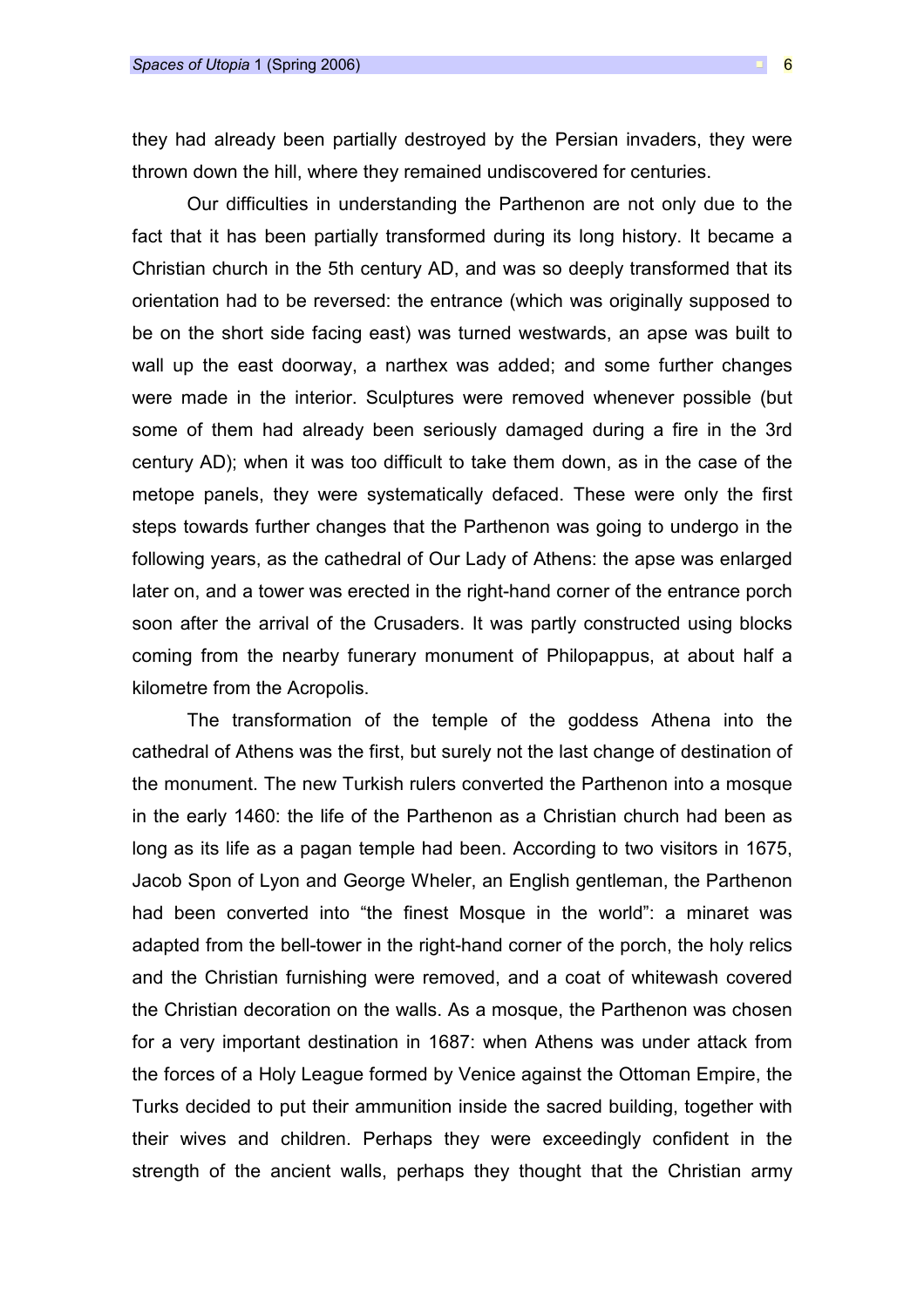they had already been partially destroyed by the Persian invaders, they were thrown down the hill, where they remained undiscovered for centuries.

Our difficulties in understanding the Parthenon are not only due to the fact that it has been partially transformed during its long history. It became a Christian church in the 5th century AD, and was so deeply transformed that its orientation had to be reversed: the entrance (which was originally supposed to be on the short side facing east) was turned westwards, an apse was built to wall up the east doorway, a narthex was added; and some further changes were made in the interior. Sculptures were removed whenever possible (but some of them had already been seriously damaged during a fire in the 3rd century AD); when it was too difficult to take them down, as in the case of the metope panels, they were systematically defaced. These were only the first steps towards further changes that the Parthenon was going to undergo in the following years, as the cathedral of Our Lady of Athens: the apse was enlarged later on, and a tower was erected in the right-hand corner of the entrance porch soon after the arrival of the Crusaders. It was partly constructed using blocks coming from the nearby funerary monument of Philopappus, at about half a kilometre from the Acropolis.

The transformation of the temple of the goddess Athena into the cathedral of Athens was the first, but surely not the last change of destination of the monument. The new Turkish rulers converted the Parthenon into a mosque in the early 1460: the life of the Parthenon as a Christian church had been as long as its life as a pagan temple had been. According to two visitors in 1675, Jacob Spon of Lyon and George Wheler, an English gentleman, the Parthenon had been converted into "the finest Mosque in the world": a minaret was adapted from the bell-tower in the right-hand corner of the porch, the holy relics and the Christian furnishing were removed, and a coat of whitewash covered the Christian decoration on the walls. As a mosque, the Parthenon was chosen for a very important destination in 1687: when Athens was under attack from the forces of a Holy League formed by Venice against the Ottoman Empire, the Turks decided to put their ammunition inside the sacred building, together with their wives and children. Perhaps they were exceedingly confident in the strength of the ancient walls, perhaps they thought that the Christian army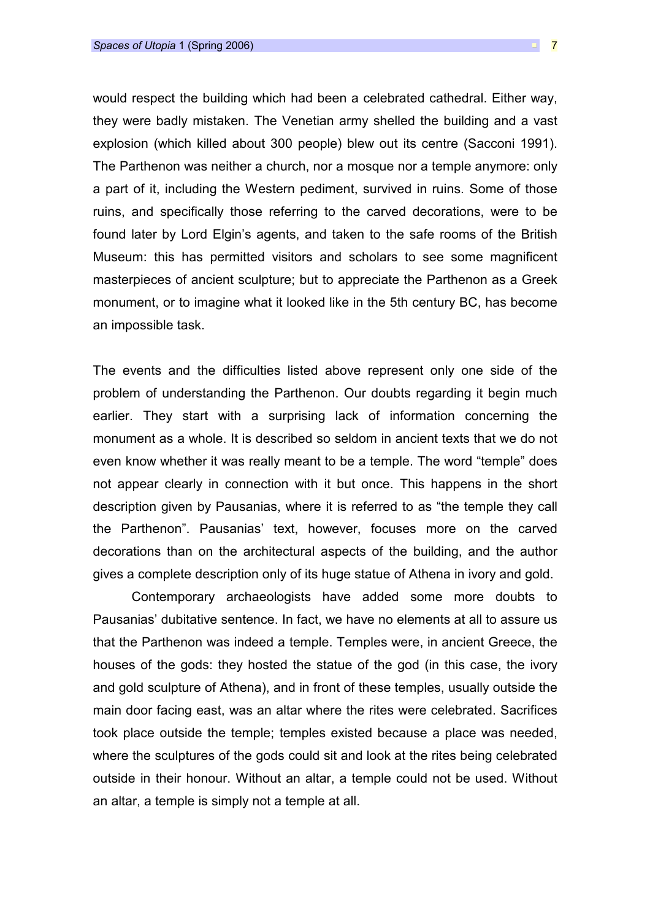would respect the building which had been a celebrated cathedral. Either way, they were badly mistaken. The Venetian army shelled the building and a vast explosion (which killed about 300 people) blew out its centre (Sacconi 1991). The Parthenon was neither a church, nor a mosque nor a temple anymore: only a part of it, including the Western pediment, survived in ruins. Some of those ruins, and specifically those referring to the carved decorations, were to be found later by Lord Elgin's agents, and taken to the safe rooms of the British Museum: this has permitted visitors and scholars to see some magnificent masterpieces of ancient sculpture; but to appreciate the Parthenon as a Greek monument, or to imagine what it looked like in the 5th century BC, has become an impossible task.

The events and the difficulties listed above represent only one side of the problem of understanding the Parthenon. Our doubts regarding it begin much earlier. They start with a surprising lack of information concerning the monument as a whole. It is described so seldom in ancient texts that we do not even know whether it was really meant to be a temple. The word "temple" does not appear clearly in connection with it but once. This happens in the short description given by Pausanias, where it is referred to as "the temple they call the Parthenon". Pausanias' text, however, focuses more on the carved decorations than on the architectural aspects of the building, and the author gives a complete description only of its huge statue of Athena in ivory and gold.

Contemporary archaeologists have added some more doubts to Pausanias' dubitative sentence. In fact, we have no elements at all to assure us that the Parthenon was indeed a temple. Temples were, in ancient Greece, the houses of the gods: they hosted the statue of the god (in this case, the ivory and gold sculpture of Athena), and in front of these temples, usually outside the main door facing east, was an altar where the rites were celebrated. Sacrifices took place outside the temple; temples existed because a place was needed, where the sculptures of the gods could sit and look at the rites being celebrated outside in their honour. Without an altar, a temple could not be used. Without an altar, a temple is simply not a temple at all.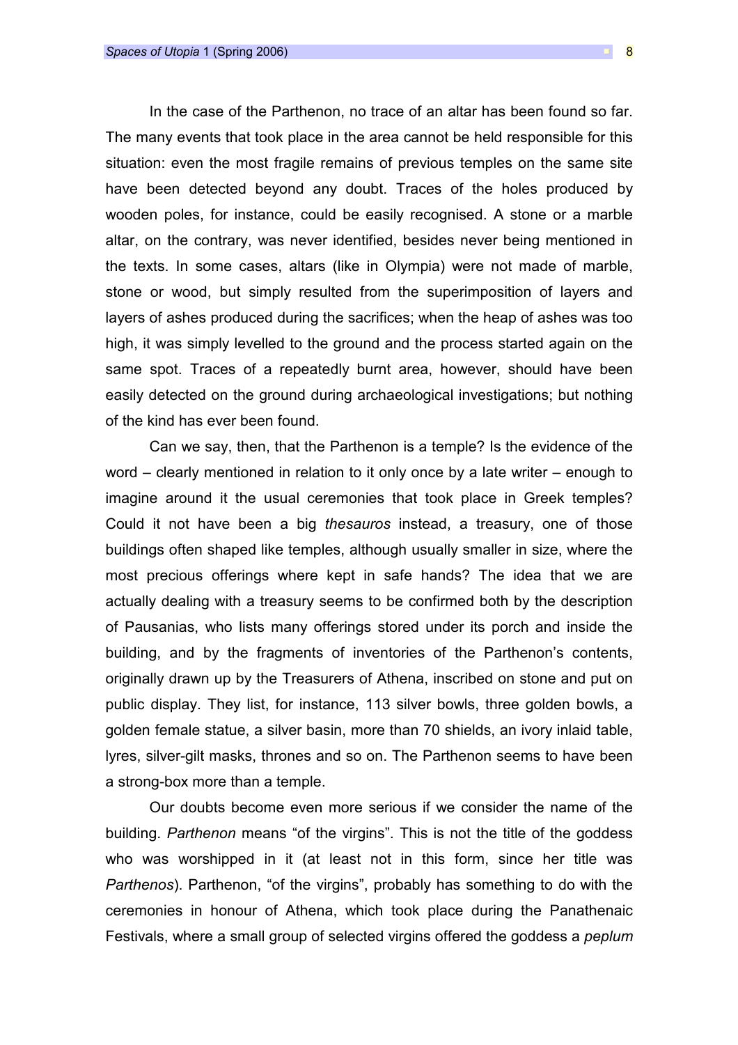In the case of the Parthenon, no trace of an altar has been found so far. The many events that took place in the area cannot be held responsible for this situation: even the most fragile remains of previous temples on the same site have been detected beyond any doubt. Traces of the holes produced by wooden poles, for instance, could be easily recognised. A stone or a marble altar, on the contrary, was never identified, besides never being mentioned in the texts. In some cases, altars (like in Olympia) were not made of marble, stone or wood, but simply resulted from the superimposition of layers and layers of ashes produced during the sacrifices; when the heap of ashes was too high, it was simply levelled to the ground and the process started again on the same spot. Traces of a repeatedly burnt area, however, should have been easily detected on the ground during archaeological investigations; but nothing of the kind has ever been found.

Can we say, then, that the Parthenon is a temple? Is the evidence of the word – clearly mentioned in relation to it only once by a late writer – enough to imagine around it the usual ceremonies that took place in Greek temples? Could it not have been a big *thesauros* instead, a treasury, one of those buildings often shaped like temples, although usually smaller in size, where the most precious offerings where kept in safe hands? The idea that we are actually dealing with a treasury seems to be confirmed both by the description of Pausanias, who lists many offerings stored under its porch and inside the building, and by the fragments of inventories of the Parthenon's contents, originally drawn up by the Treasurers of Athena, inscribed on stone and put on public display. They list, for instance, 113 silver bowls, three golden bowls, a golden female statue, a silver basin, more than 70 shields, an ivory inlaid table, lyres, silver-gilt masks, thrones and so on. The Parthenon seems to have been a strong-box more than a temple.

Our doubts become even more serious if we consider the name of the building. *Parthenon* means "of the virgins". This is not the title of the goddess who was worshipped in it (at least not in this form, since her title was *Parthenos*). Parthenon, "of the virgins", probably has something to do with the ceremonies in honour of Athena, which took place during the Panathenaic Festivals, where a small group of selected virgins offered the goddess a *peplum*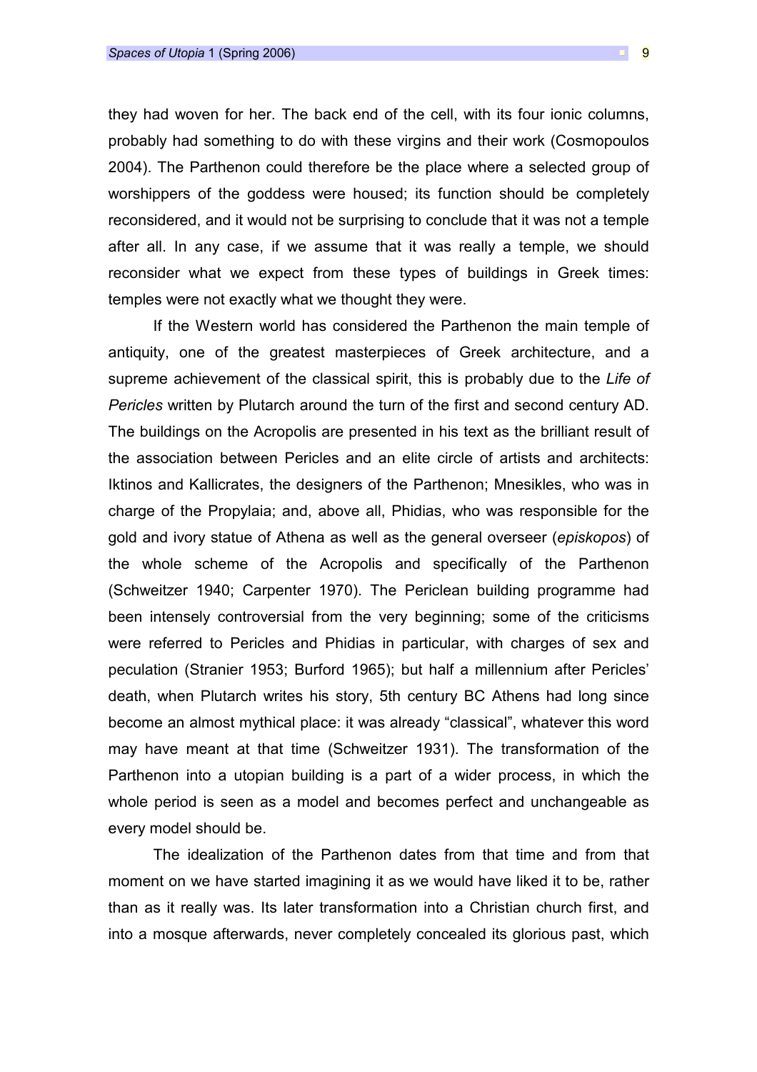they had woven for her. The back end of the cell, with its four ionic columns, probably had something to do with these virgins and their work (Cosmopoulos 2004). The Parthenon could therefore be the place where a selected group of worshippers of the goddess were housed; its function should be completely reconsidered, and it would not be surprising to conclude that it was not a temple after all. In any case, if we assume that it was really a temple, we should reconsider what we expect from these types of buildings in Greek times: temples were not exactly what we thought they were.

If the Western world has considered the Parthenon the main temple of antiquity, one of the greatest masterpieces of Greek architecture, and a supreme achievement of the classical spirit, this is probably due to the *Life of Pericles* written by Plutarch around the turn of the first and second century AD. The buildings on the Acropolis are presented in his text as the brilliant result of the association between Pericles and an elite circle of artists and architects: Iktinos and Kallicrates, the designers of the Parthenon; Mnesikles, who was in charge of the Propylaia; and, above all, Phidias, who was responsible for the gold and ivory statue of Athena as well as the general overseer (*episkopos*) of the whole scheme of the Acropolis and specifically of the Parthenon (Schweitzer 1940; Carpenter 1970). The Periclean building programme had been intensely controversial from the very beginning; some of the criticisms were referred to Pericles and Phidias in particular, with charges of sex and peculation (Stranier 1953; Burford 1965); but half a millennium after Pericles' death, when Plutarch writes his story, 5th century BC Athens had long since become an almost mythical place: it was already "classical", whatever this word may have meant at that time (Schweitzer 1931). The transformation of the Parthenon into a utopian building is a part of a wider process, in which the whole period is seen as a model and becomes perfect and unchangeable as every model should be.

The idealization of the Parthenon dates from that time and from that moment on we have started imagining it as we would have liked it to be, rather than as it really was. Its later transformation into a Christian church first, and into a mosque afterwards, never completely concealed its glorious past, which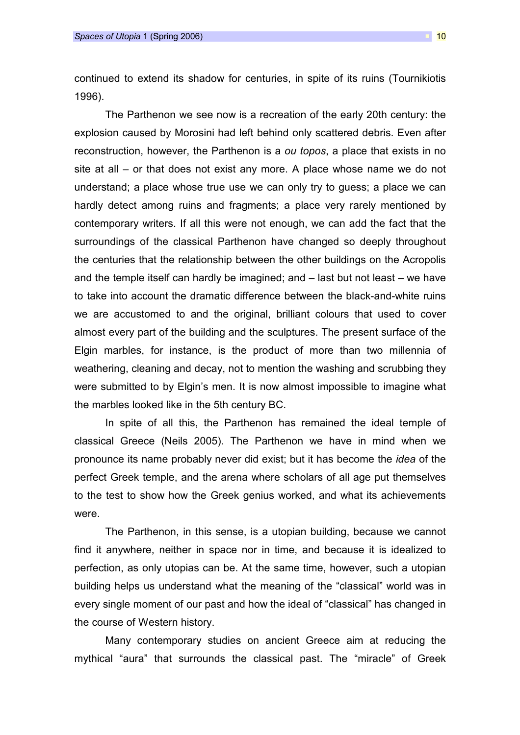continued to extend its shadow for centuries, in spite of its ruins (Tournikiotis 1996).

The Parthenon we see now is a recreation of the early 20th century: the explosion caused by Morosini had left behind only scattered debris. Even after reconstruction, however, the Parthenon is a *ou topos*, a place that exists in no site at all – or that does not exist any more. A place whose name we do not understand; a place whose true use we can only try to guess; a place we can hardly detect among ruins and fragments; a place very rarely mentioned by contemporary writers. If all this were not enough, we can add the fact that the surroundings of the classical Parthenon have changed so deeply throughout the centuries that the relationship between the other buildings on the Acropolis and the temple itself can hardly be imagined; and – last but not least – we have to take into account the dramatic difference between the black-and-white ruins we are accustomed to and the original, brilliant colours that used to cover almost every part of the building and the sculptures. The present surface of the Elgin marbles, for instance, is the product of more than two millennia of weathering, cleaning and decay, not to mention the washing and scrubbing they were submitted to by Elgin's men. It is now almost impossible to imagine what the marbles looked like in the 5th century BC.

In spite of all this, the Parthenon has remained the ideal temple of classical Greece (Neils 2005). The Parthenon we have in mind when we pronounce its name probably never did exist; but it has become the *idea* of the perfect Greek temple, and the arena where scholars of all age put themselves to the test to show how the Greek genius worked, and what its achievements were.

The Parthenon, in this sense, is a utopian building, because we cannot find it anywhere, neither in space nor in time, and because it is idealized to perfection, as only utopias can be. At the same time, however, such a utopian building helps us understand what the meaning of the "classical" world was in every single moment of our past and how the ideal of "classical" has changed in the course of Western history.

Many contemporary studies on ancient Greece aim at reducing the mythical "aura" that surrounds the classical past. The "miracle" of Greek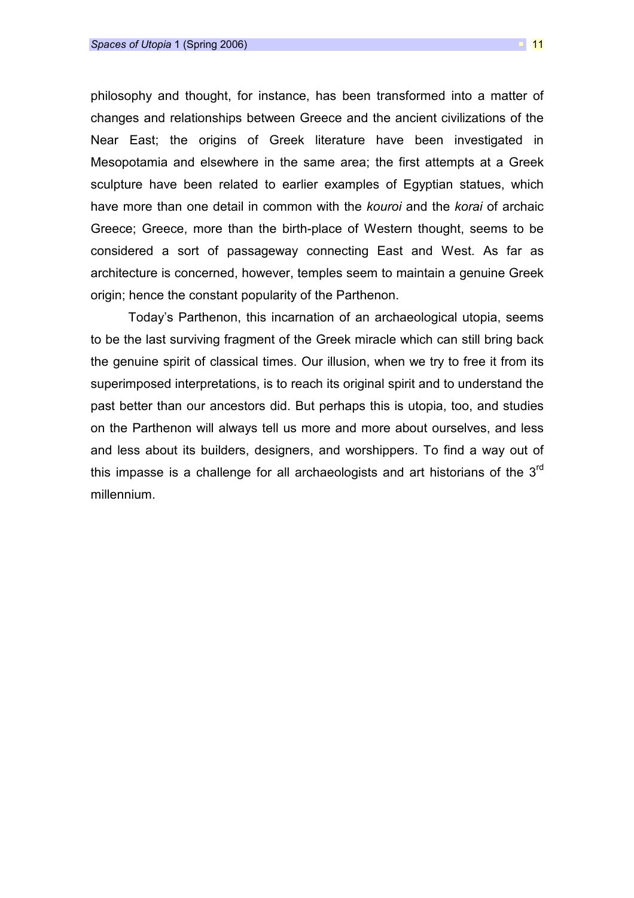philosophy and thought, for instance, has been transformed into a matter of changes and relationships between Greece and the ancient civilizations of the Near East; the origins of Greek literature have been investigated in Mesopotamia and elsewhere in the same area; the first attempts at a Greek sculpture have been related to earlier examples of Egyptian statues, which have more than one detail in common with the *kouroi* and the *korai* of archaic Greece; Greece, more than the birth-place of Western thought, seems to be considered a sort of passageway connecting East and West. As far as architecture is concerned, however, temples seem to maintain a genuine Greek origin; hence the constant popularity of the Parthenon.

Today's Parthenon, this incarnation of an archaeological utopia, seems to be the last surviving fragment of the Greek miracle which can still bring back the genuine spirit of classical times. Our illusion, when we try to free it from its superimposed interpretations, is to reach its original spirit and to understand the past better than our ancestors did. But perhaps this is utopia, too, and studies on the Parthenon will always tell us more and more about ourselves, and less and less about its builders, designers, and worshippers. To find a way out of this impasse is a challenge for all archaeologists and art historians of the 3rd millennium.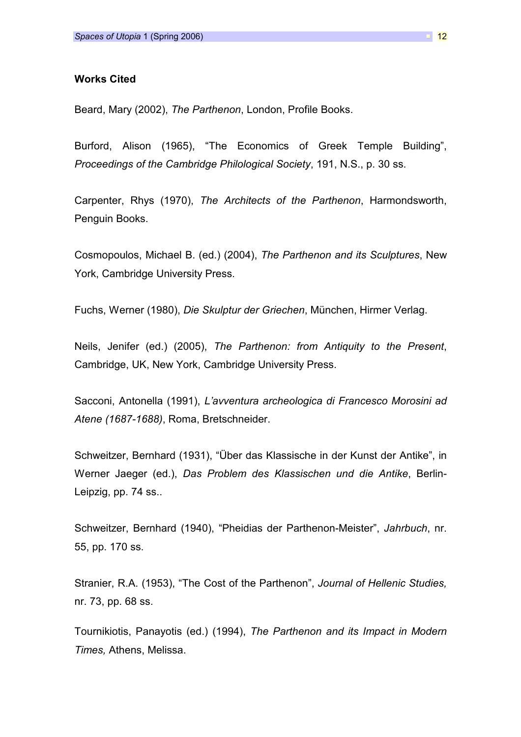**Works Cited**

Beard, Mary (2002), *The Parthenon*, London, Profile Books.

Burford, Alison (1965), "The Economics of Greek Temple Building", *Proceedings of the Cambridge Philological Society*, 191, N.S., p. 30 ss.

Carpenter, Rhys (1970), *The Architects of the Parthenon*, Harmondsworth, Penguin Books.

Cosmopoulos, Michael B. (ed.) (2004), *The Parthenon and its Sculptures*, New York, Cambridge University Press.

Fuchs, Werner (1980), *Die Skulptur der Griechen*, München, Hirmer Verlag.

Neils, Jenifer (ed.) (2005), *The Parthenon: from Antiquity to the Present*, Cambridge, UK, New York, Cambridge University Press.

Sacconi, Antonella (1991), *L'avventura archeologica di Francesco Morosini ad Atene (1687-1688)*, Roma, Bretschneider.

Schweitzer, Bernhard (1931), "Über das Klassische in der Kunst der Antike", in Werner Jaeger (ed.), *Das Problem des Klassischen und die Antike*, Berlin-Leipzig, pp. 74 ss..

Schweitzer, Bernhard (1940), "Pheidias der Parthenon-Meister", *Jahrbuch*, nr. 55, pp. 170 ss.

Stranier, R.A. (1953), "The Cost of the Parthenon", *Journal of Hellenic Studies,* nr. 73, pp. 68 ss.

Tournikiotis, Panayotis (ed.) (1994), *The Parthenon and its Impact in Modern Times,* Athens, Melissa.